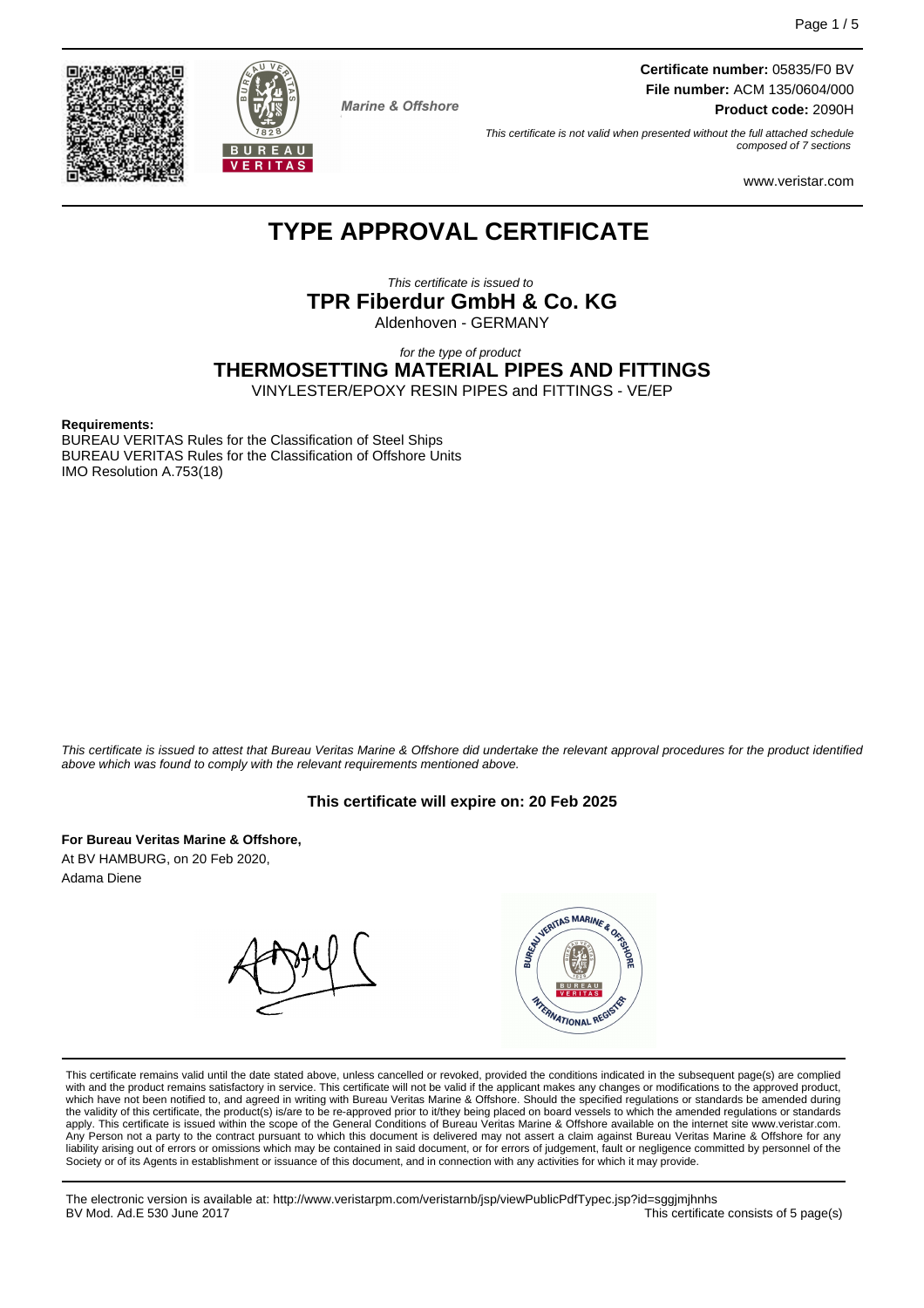**Certificate number:** 05835/F0 BV
**File number:** ACM 135/0604/000
**Product code:** 2090H

Marine & Offshore

*This certificate is not valid when presented without the full attached schedule composed of 7 sections*

www.veristar.com

# TYPE APPROVAL CERTIFICATE

*This certificate is issued to*

## TPR Fiberdur GmbH & Co. KG

Aldenhoven - GERMANY

*for the type of product*

## THERMOSETTING MATERIAL PIPES AND FITTINGS

VINYLESTER/EPOXY RESIN PIPES and FITTINGS - VE/EP

**Requirements:**

BUREAU VERITAS Rules for the Classification of Steel Ships
BUREAU VERITAS Rules for the Classification of Offshore Units
IMO Resolution A.753(18)

*This certificate is issued to attest that Bureau Veritas Marine & Offshore did undertake the relevant approval procedures for the product identified above which was found to comply with the relevant requirements mentioned above.*

**This certificate will expire on: 20 Feb 2025**

**For Bureau Veritas Marine & Offshore,**
At BV HAMBURG, on 20 Feb 2020,
Adama Diene

This certificate remains valid until the date stated above, unless cancelled or revoked, provided the conditions indicated in the subsequent page(s) are complied with and the product remains satisfactory in service. This certificate will not be valid if the applicant makes any changes or modifications to the approved product, which have not been notified to, and agreed in writing with Bureau Veritas Marine & Offshore. Should the specified regulations or standards be amended during the validity of this certificate, the product(s) is/are to be re-approved prior to it/they being placed on board vessels to which the amended regulations or standards apply. This certificate is issued within the scope of the General Conditions of Bureau Veritas Marine & Offshore available on the internet site www.veristar.com. Any Person not a party to the contract pursuant to which this document is delivered may not assert a claim against Bureau Veritas Marine & Offshore for any liability arising out of errors or omissions which may be contained in said document, or for errors of judgement, fault or negligence committed by personnel of the Society or of its Agents in establishment or issuance of this document, and in connection with any activities for which it may provide.

The electronic version is available at: http://www.veristarpm.com/veristarnb/jsp/viewPublicPdfTypec.jsp?id=sggjmjhnhs
BV Mod. Ad.E 530 June 2017 — This certificate consists of 5 page(s)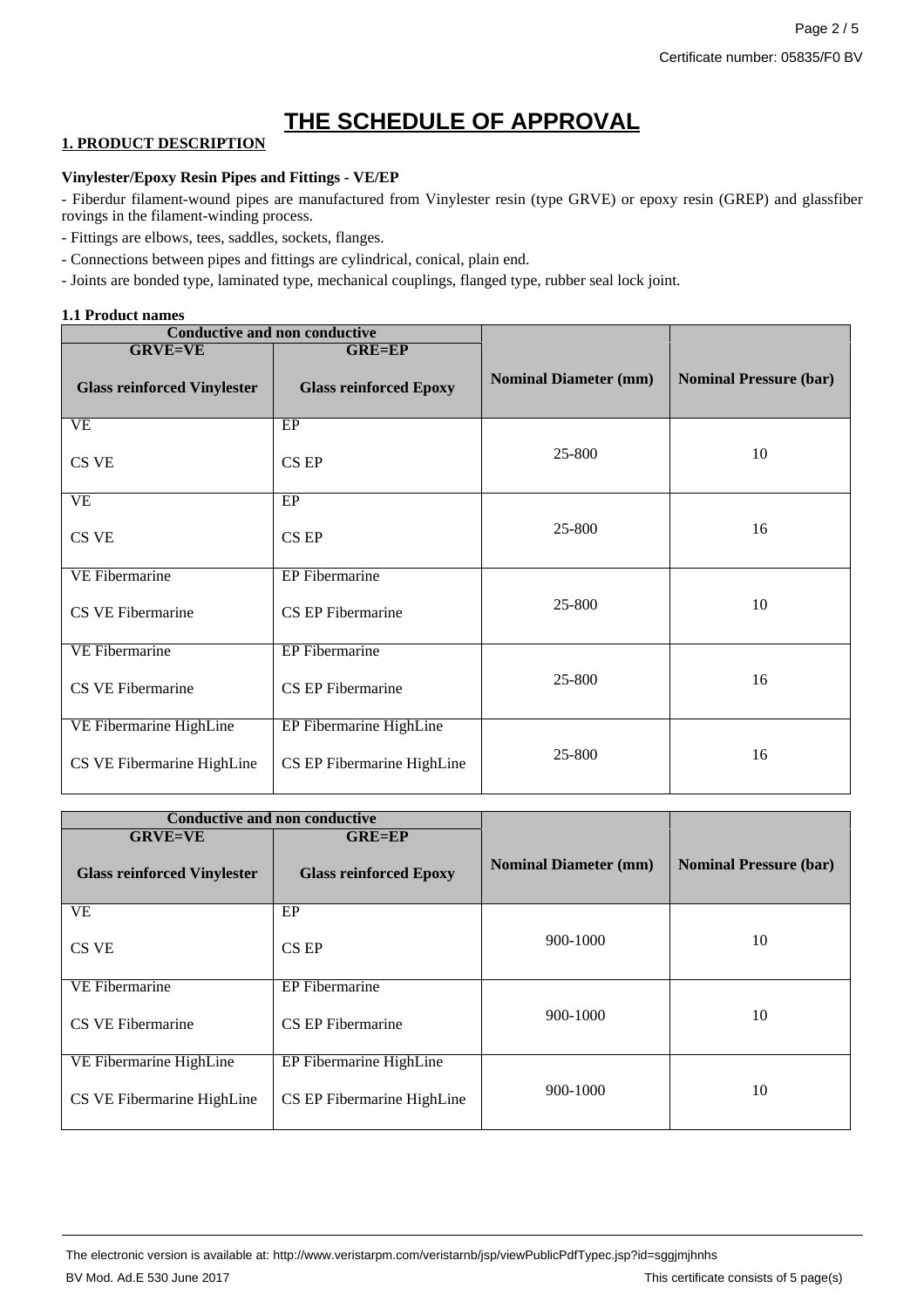# THE SCHEDULE OF APPROVAL

## 1. PRODUCT DESCRIPTION

**Vinylester/Epoxy Resin Pipes and Fittings - VE/EP**

- Fiberdur filament-wound pipes are manufactured from Vinylester resin (type GRVE) or epoxy resin (GREP) and glassfiber rovings in the filament-winding process.
- Fittings are elbows, tees, saddles, sockets, flanges.
- Connections between pipes and fittings are cylindrical, conical, plain end.
- Joints are bonded type, laminated type, mechanical couplings, flanged type, rubber seal lock joint.

### 1.1 Product names

| Conductive and non conductive | | | |
|---|---|---|---|
| **GRVE=VE**<br>**Glass reinforced Vinylester** | **GRE=EP**<br>**Glass reinforced Epoxy** | **Nominal Diameter (mm)** | **Nominal Pressure (bar)** |
| VE<br>CS VE | EP<br>CS EP | 25-800 | 10 |
| VE<br>CS VE | EP<br>CS EP | 25-800 | 16 |
| VE Fibermarine<br>CS VE Fibermarine | EP Fibermarine<br>CS EP Fibermarine | 25-800 | 10 |
| VE Fibermarine<br>CS VE Fibermarine | EP Fibermarine<br>CS EP Fibermarine | 25-800 | 16 |
| VE Fibermarine HighLine<br>CS VE Fibermarine HighLine | EP Fibermarine HighLine<br>CS EP Fibermarine HighLine | 25-800 | 16 |

| Conductive and non conductive | | | |
|---|---|---|---|
| **GRVE=VE**<br>**Glass reinforced Vinylester** | **GRE=EP**<br>**Glass reinforced Epoxy** | **Nominal Diameter (mm)** | **Nominal Pressure (bar)** |
| VE<br>CS VE | EP<br>CS EP | 900-1000 | 10 |
| VE Fibermarine<br>CS VE Fibermarine | EP Fibermarine<br>CS EP Fibermarine | 900-1000 | 10 |
| VE Fibermarine HighLine<br>CS VE Fibermarine HighLine | EP Fibermarine HighLine<br>CS EP Fibermarine HighLine | 900-1000 | 10 |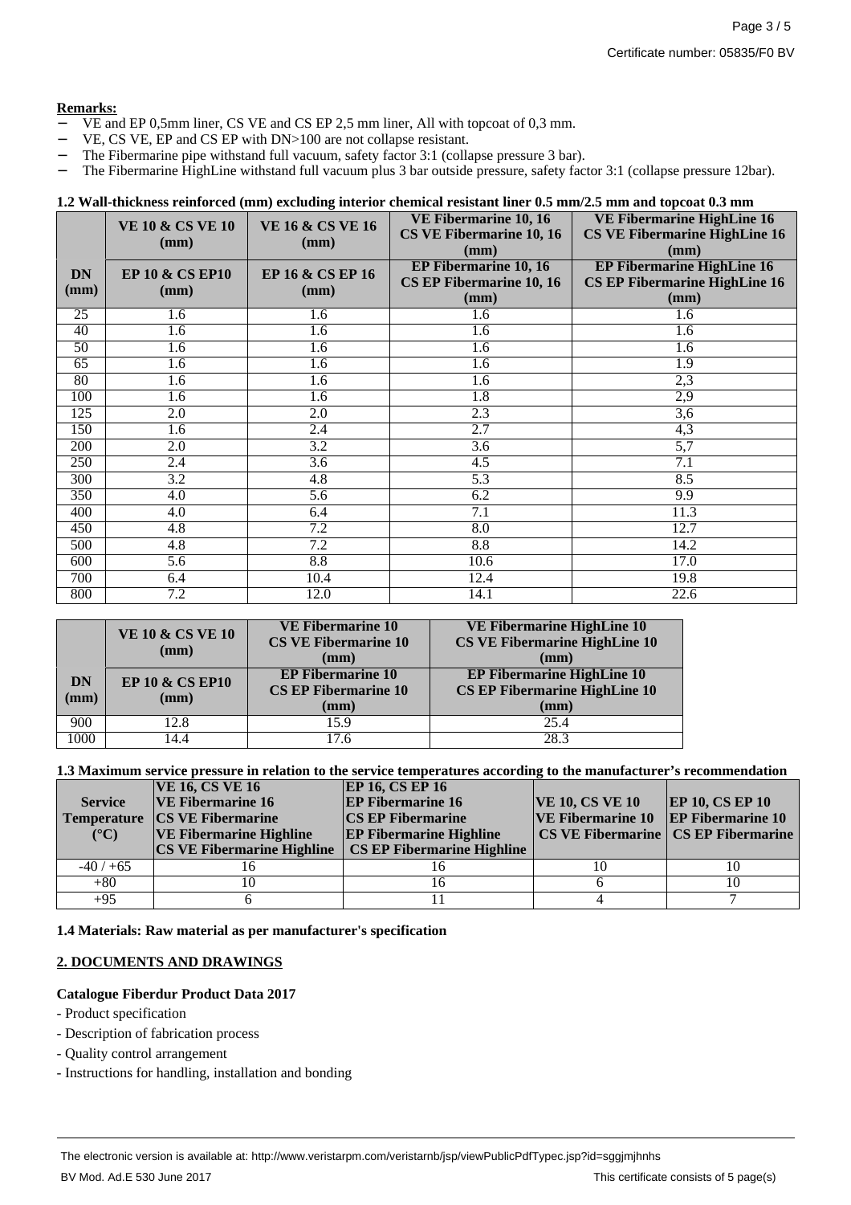**Remarks:**

- VE and EP 0,5mm liner, CS VE and CS EP 2,5 mm liner, All with topcoat of 0,3 mm.
- VE, CS VE, EP and CS EP with DN>100 are not collapse resistant.
- The Fibermarine pipe withstand full vacuum, safety factor 3:1 (collapse pressure 3 bar).
- The Fibermarine HighLine withstand full vacuum plus 3 bar outside pressure, safety factor 3:1 (collapse pressure 12bar).

**1.2 Wall-thickness reinforced (mm) excluding interior chemical resistant liner 0.5 mm/2.5 mm and topcoat 0.3 mm**

| | VE 10 & CS VE 10 (mm) | VE 16 & CS VE 16 (mm) | VE Fibermarine 10, 16 CS VE Fibermarine 10, 16 (mm) | VE Fibermarine HighLine 16 CS VE Fibermarine HighLine 16 (mm) |
|---|---|---|---|---|
| **DN (mm)** | **EP 10 & CS EP10 (mm)** | **EP 16 & CS EP 16 (mm)** | **EP Fibermarine 10, 16 CS EP Fibermarine 10, 16 (mm)** | **EP Fibermarine HighLine 16 CS EP Fibermarine HighLine 16 (mm)** |
| 25 | 1.6 | 1.6 | 1.6 | 1.6 |
| 40 | 1.6 | 1.6 | 1.6 | 1.6 |
| 50 | 1.6 | 1.6 | 1.6 | 1.6 |
| 65 | 1.6 | 1.6 | 1.6 | 1.9 |
| 80 | 1.6 | 1.6 | 1.6 | 2,3 |
| 100 | 1.6 | 1.6 | 1.8 | 2,9 |
| 125 | 2.0 | 2.0 | 2.3 | 3,6 |
| 150 | 1.6 | 2.4 | 2.7 | 4,3 |
| 200 | 2.0 | 3.2 | 3.6 | 5,7 |
| 250 | 2.4 | 3.6 | 4.5 | 7.1 |
| 300 | 3.2 | 4.8 | 5.3 | 8.5 |
| 350 | 4.0 | 5.6 | 6.2 | 9.9 |
| 400 | 4.0 | 6.4 | 7.1 | 11.3 |
| 450 | 4.8 | 7.2 | 8.0 | 12.7 |
| 500 | 4.8 | 7.2 | 8.8 | 14.2 |
| 600 | 5.6 | 8.8 | 10.6 | 17.0 |
| 700 | 6.4 | 10.4 | 12.4 | 19.8 |
| 800 | 7.2 | 12.0 | 14.1 | 22.6 |

| | VE 10 & CS VE 10 (mm) | VE Fibermarine 10 CS VE Fibermarine 10 (mm) | VE Fibermarine HighLine 10 CS VE Fibermarine HighLine 10 (mm) |
|---|---|---|---|
| **DN (mm)** | **EP 10 & CS EP10 (mm)** | **EP Fibermarine 10 CS EP Fibermarine 10 (mm)** | **EP Fibermarine HighLine 10 CS EP Fibermarine HighLine 10 (mm)** |
| 900 | 12.8 | 15.9 | 25.4 |
| 1000 | 14.4 | 17.6 | 28.3 |

**1.3 Maximum service pressure in relation to the service temperatures according to the manufacturer's recommendation**

| Service Temperature (°C) | VE 16, CS VE 16 VE Fibermarine 16 CS VE Fibermarine VE Fibermarine Highline CS VE Fibermarine Highline | EP 16, CS EP 16 EP Fibermarine 16 CS EP Fibermarine EP Fibermarine Highline CS EP Fibermarine Highline | VE 10, CS VE 10 VE Fibermarine 10 CS VE Fibermarine | EP 10, CS EP 10 EP Fibermarine 10 CS EP Fibermarine |
|---|---|---|---|---|
| -40 / +65 | 16 | 16 | 10 | 10 |
| +80 | 10 | 16 | 6 | 10 |
| +95 | 6 | 11 | 4 | 7 |

**1.4 Materials: Raw material as per manufacturer's specification**

## 2. DOCUMENTS AND DRAWINGS

**Catalogue Fiberdur Product Data 2017**

- Product specification
- Description of fabrication process
- Quality control arrangement
- Instructions for handling, installation and bonding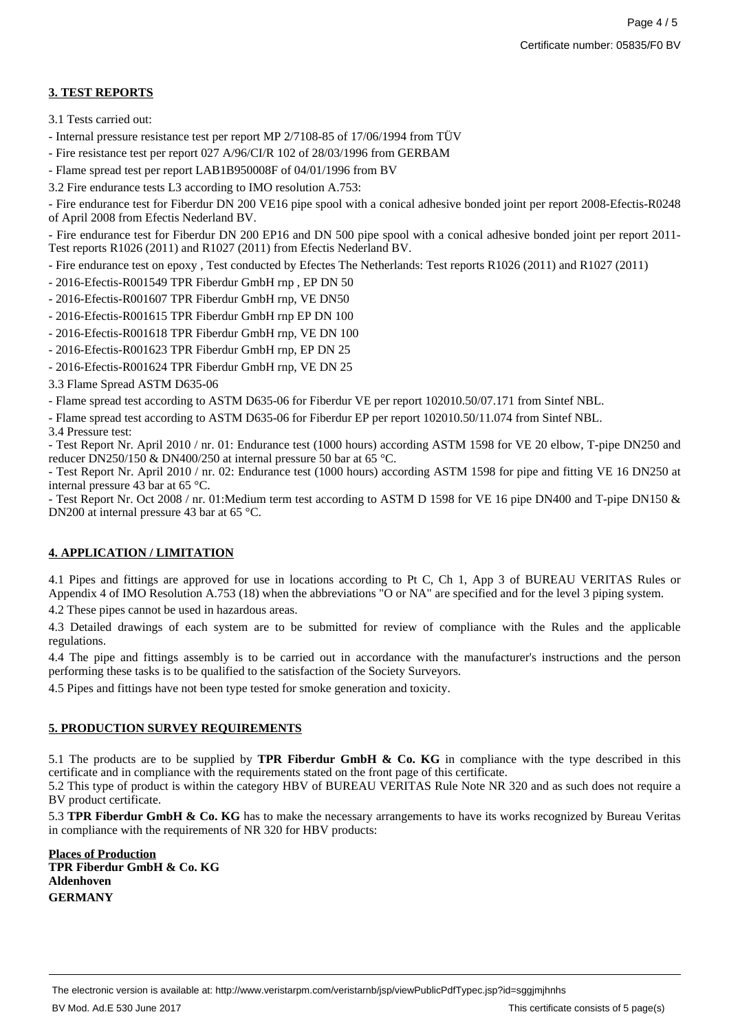## 3. TEST REPORTS

3.1 Tests carried out:

- Internal pressure resistance test per report MP 2/7108-85 of 17/06/1994 from TÜV
- Fire resistance test per report 027 A/96/CI/R 102 of 28/03/1996 from GERBAM
- Flame spread test per report LAB1B950008F of 04/01/1996 from BV

3.2 Fire endurance tests L3 according to IMO resolution A.753:

- Fire endurance test for Fiberdur DN 200 VE16 pipe spool with a conical adhesive bonded joint per report 2008-Efectis-R0248 of April 2008 from Efectis Nederland BV.
- Fire endurance test for Fiberdur DN 200 EP16 and DN 500 pipe spool with a conical adhesive bonded joint per report 2011-Test reports R1026 (2011) and R1027 (2011) from Efectis Nederland BV.
- Fire endurance test on epoxy , Test conducted by Efectes The Netherlands: Test reports R1026 (2011) and R1027 (2011)
- 2016-Efectis-R001549 TPR Fiberdur GmbH rnp , EP DN 50
- 2016-Efectis-R001607 TPR Fiberdur GmbH rnp, VE DN50
- 2016-Efectis-R001615 TPR Fiberdur GmbH rnp EP DN 100
- 2016-Efectis-R001618 TPR Fiberdur GmbH rnp, VE DN 100
- 2016-Efectis-R001623 TPR Fiberdur GmbH rnp, EP DN 25
- 2016-Efectis-R001624 TPR Fiberdur GmbH rnp, VE DN 25

3.3 Flame Spread ASTM D635-06

- Flame spread test according to ASTM D635-06 for Fiberdur VE per report 102010.50/07.171 from Sintef NBL.
- Flame spread test according to ASTM D635-06 for Fiberdur EP per report 102010.50/11.074 from Sintef NBL.

3.4 Pressure test:

- Test Report Nr. April 2010 / nr. 01: Endurance test (1000 hours) according ASTM 1598 for VE 20 elbow, T-pipe DN250 and reducer DN250/150 & DN400/250 at internal pressure 50 bar at 65 °C.
- Test Report Nr. April 2010 / nr. 02: Endurance test (1000 hours) according ASTM 1598 for pipe and fitting VE 16 DN250 at internal pressure 43 bar at 65 °C.
- Test Report Nr. Oct 2008 / nr. 01:Medium term test according to ASTM D 1598 for VE 16 pipe DN400 and T-pipe DN150 & DN200 at internal pressure 43 bar at 65 °C.

## 4. APPLICATION / LIMITATION

4.1 Pipes and fittings are approved for use in locations according to Pt C, Ch 1, App 3 of BUREAU VERITAS Rules or Appendix 4 of IMO Resolution A.753 (18) when the abbreviations "O or NA" are specified and for the level 3 piping system.

4.2 These pipes cannot be used in hazardous areas.

4.3 Detailed drawings of each system are to be submitted for review of compliance with the Rules and the applicable regulations.

4.4 The pipe and fittings assembly is to be carried out in accordance with the manufacturer's instructions and the person performing these tasks is to be qualified to the satisfaction of the Society Surveyors.

4.5 Pipes and fittings have not been type tested for smoke generation and toxicity.

## 5. PRODUCTION SURVEY REQUIREMENTS

5.1 The products are to be supplied by **TPR Fiberdur GmbH & Co. KG** in compliance with the type described in this certificate and in compliance with the requirements stated on the front page of this certificate.

5.2 This type of product is within the category HBV of BUREAU VERITAS Rule Note NR 320 and as such does not require a BV product certificate.

5.3 **TPR Fiberdur GmbH & Co. KG** has to make the necessary arrangements to have its works recognized by Bureau Veritas in compliance with the requirements of NR 320 for HBV products:

**Places of Production**
**TPR Fiberdur GmbH & Co. KG**
**Aldenhoven**
**GERMANY**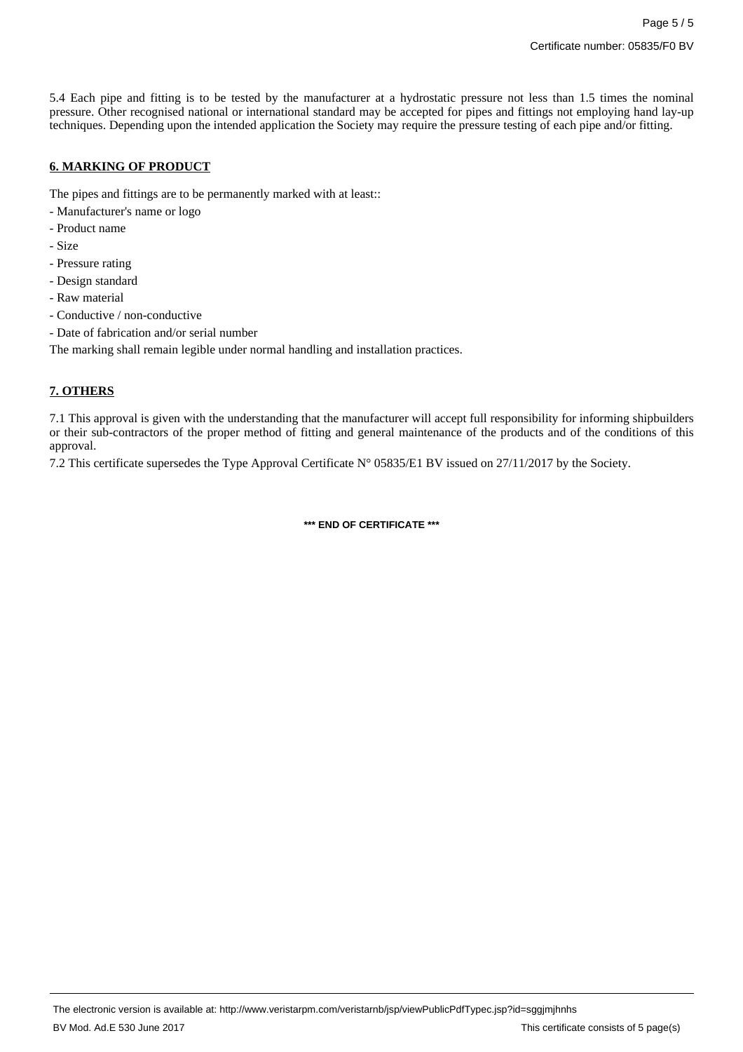5.4 Each pipe and fitting is to be tested by the manufacturer at a hydrostatic pressure not less than 1.5 times the nominal pressure. Other recognised national or international standard may be accepted for pipes and fittings not employing hand lay-up techniques. Depending upon the intended application the Society may require the pressure testing of each pipe and/or fitting.

## 6. MARKING OF PRODUCT

The pipes and fittings are to be permanently marked with at least::

- Manufacturer's name or logo
- Product name
- Size
- Pressure rating
- Design standard
- Raw material
- Conductive / non-conductive
- Date of fabrication and/or serial number

The marking shall remain legible under normal handling and installation practices.

## 7. OTHERS

7.1 This approval is given with the understanding that the manufacturer will accept full responsibility for informing shipbuilders or their sub-contractors of the proper method of fitting and general maintenance of the products and of the conditions of this approval.

7.2 This certificate supersedes the Type Approval Certificate N° 05835/E1 BV issued on 27/11/2017 by the Society.

**\*\*\* END OF CERTIFICATE \*\*\***

The electronic version is available at: http://www.veristarpm.com/veristarnb/jsp/viewPublicPdfTypec.jsp?id=sggjmjhnhs

BV Mod. Ad.E 530 June 2017

This certificate consists of 5 page(s)